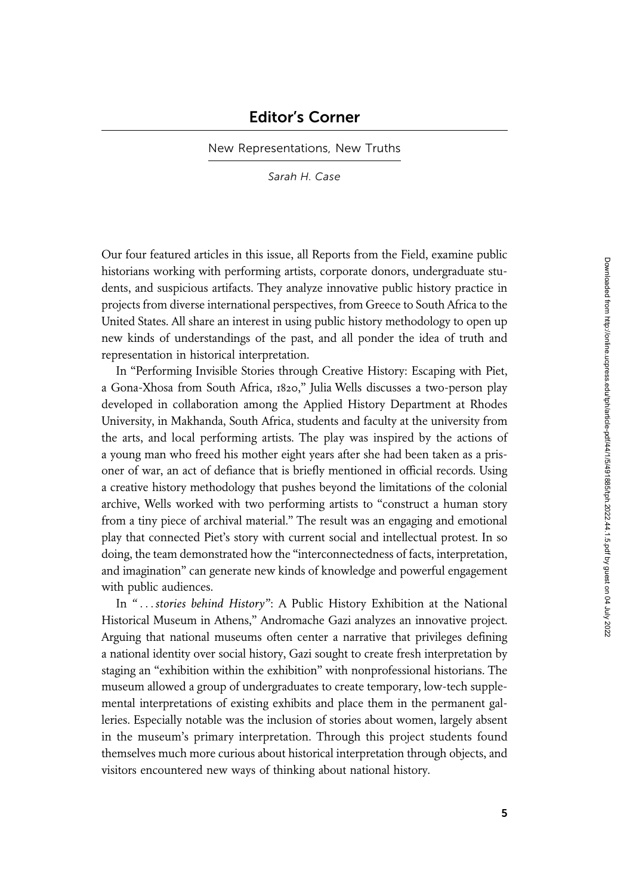# Editor's Corner

## New Representations, New Truths

*Sarah H. Case*

Our four featured articles in this issue, all Reports from the Field, examine public historians working with performing artists, corporate donors, undergraduate students, and suspicious artifacts. They analyze innovative public history practice in projects from diverse international perspectives, from Greece to South Africa to the United States. All share an interest in using public history methodology to open up new kinds of understandings of the past, and all ponder the idea of truth and representation in historical interpretation.

In "Performing Invisible Stories through Creative History: Escaping with Piet, a Gona-Xhosa from South Africa, 1820," Julia Wells discusses a two-person play developed in collaboration among the Applied History Department at Rhodes University, in Makhanda, South Africa, students and faculty at the university from the arts, and local performing artists. The play was inspired by the actions of a young man who freed his mother eight years after she had been taken as a prisoner of war, an act of defiance that is briefly mentioned in official records. Using a creative history methodology that pushes beyond the limitations of the colonial archive, Wells worked with two performing artists to "construct a human story from a tiny piece of archival material." The result was an engaging and emotional play that connected Piet's story with current social and intellectual protest. In so doing, the team demonstrated how the "interconnectedness of facts, interpretation, and imagination" can generate new kinds of knowledge and powerful engagement with public audiences.

In "*. . . stories behind History*": A Public History Exhibition at the National Historical Museum in Athens," Andromache Gazi analyzes an innovative project. Arguing that national museums often center a narrative that privileges defining a national identity over social history, Gazi sought to create fresh interpretation by staging an "exhibition within the exhibition" with nonprofessional historians. The museum allowed a group of undergraduates to create temporary, low-tech supplemental interpretations of existing exhibits and place them in the permanent galleries. Especially notable was the inclusion of stories about women, largely absent in the museum's primary interpretation. Through this project students found themselves much more curious about historical interpretation through objects, and visitors encountered new ways of thinking about national history.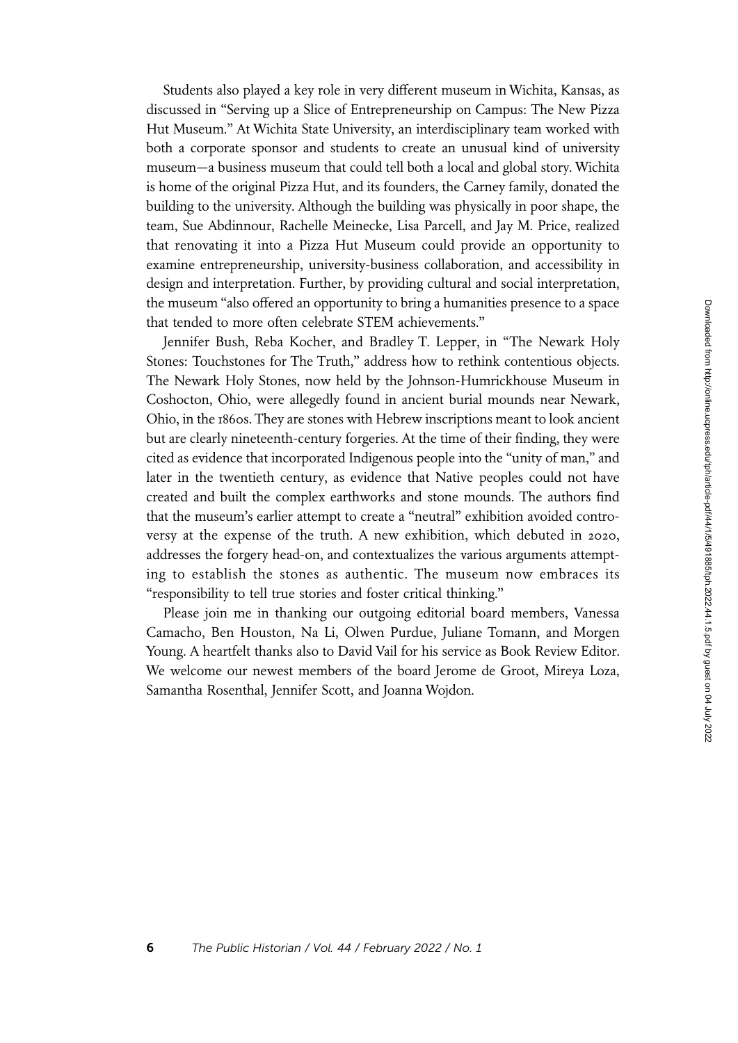Students also played a key role in very different museum in Wichita, Kansas, as discussed in "Serving up a Slice of Entrepreneurship on Campus: The New Pizza Hut Museum." At Wichita State University, an interdisciplinary team worked with both a corporate sponsor and students to create an unusual kind of university museum—a business museum that could tell both a local and global story. Wichita is home of the original Pizza Hut, and its founders, the Carney family, donated the building to the university. Although the building was physically in poor shape, the team, Sue Abdinnour, Rachelle Meinecke, Lisa Parcell, and Jay M. Price, realized that renovating it into a Pizza Hut Museum could provide an opportunity to examine entrepreneurship, university-business collaboration, and accessibility in design and interpretation. Further, by providing cultural and social interpretation, the museum "also offered an opportunity to bring a humanities presence to a space that tended to more often celebrate STEM achievements."

Jennifer Bush, Reba Kocher, and Bradley T. Lepper, in "The Newark Holy Stones: Touchstones for The Truth," address how to rethink contentious objects. The Newark Holy Stones, now held by the Johnson-Humrickhouse Museum in Coshocton, Ohio, were allegedly found in ancient burial mounds near Newark, Ohio, in the 1860s. They are stones with Hebrew inscriptions meant to look ancient but are clearly nineteenth-century forgeries. At the time of their finding, they were cited as evidence that incorporated Indigenous people into the "unity of man," and later in the twentieth century, as evidence that Native peoples could not have created and built the complex earthworks and stone mounds. The authors find that the museum's earlier attempt to create a "neutral" exhibition avoided controversy at the expense of the truth. A new exhibition, which debuted in 2020, addresses the forgery head-on, and contextualizes the various arguments attempting to establish the stones as authentic. The museum now embraces its "responsibility to tell true stories and foster critical thinking."

Please join me in thanking our outgoing editorial board members, Vanessa Camacho, Ben Houston, Na Li, Olwen Purdue, Juliane Tomann, and Morgen Young. A heartfelt thanks also to David Vail for his service as Book Review Editor. We welcome our newest members of the board Jerome de Groot, Mireya Loza, Samantha Rosenthal, Jennifer Scott, and Joanna Wojdon.